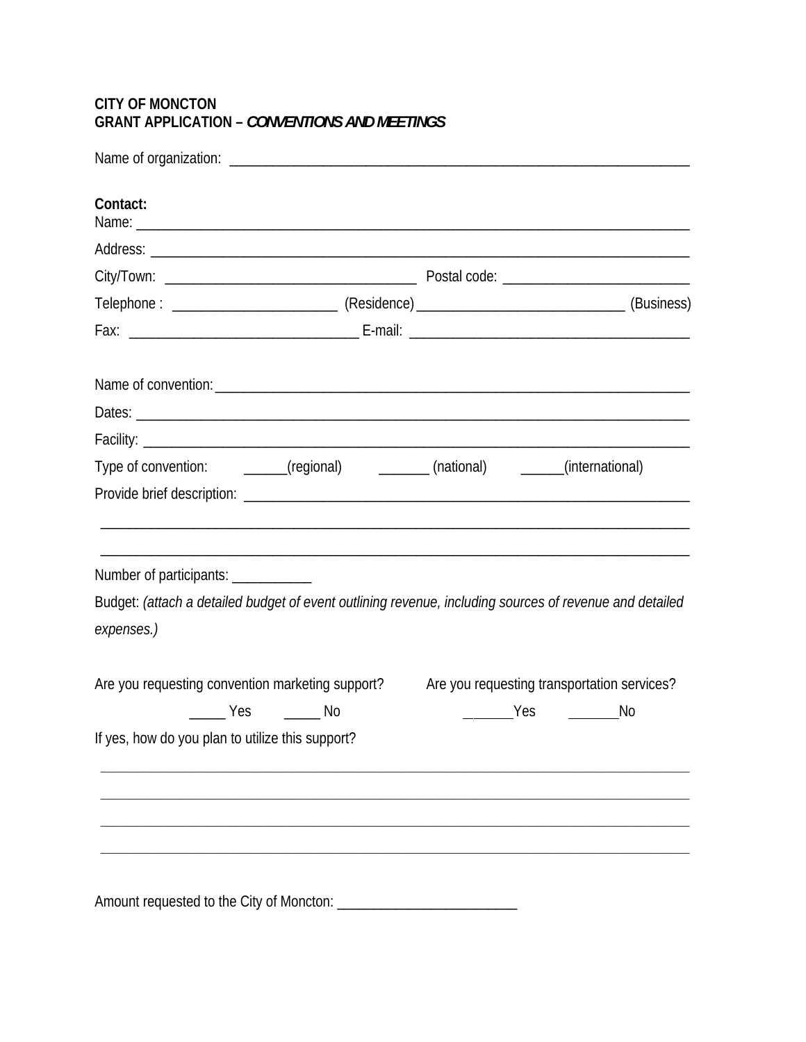**CITY OF MONCTON**
**GRANT APPLICATION –** ***CONVENTIONS AND MEETINGS***

Name of organization: ___________________________________________________________________

**Contact:**
Name: ___________________________________________________________________________

Address: _________________________________________________________________________

City/Town: ___________________________________ Postal code: ___________________________

Telephone : ________________________ (Residence) _____________________________ (Business)

Fax: _________________________________ E-mail: _______________________________________

Name of convention: ______________________________________________________________

Dates: ___________________________________________________________________________

Facility: __________________________________________________________________________

Type of convention: ______(regional) _______ (national) ______(international)

Provide brief description: __________________________________________________________

_________________________________________________________________________________

_________________________________________________________________________________

Number of participants: ___________

Budget: *(attach a detailed budget of event outlining revenue, including sources of revenue and detailed expenses.)*

Are you requesting convention marketing support? _____ Yes _____ No

Are you requesting transportation services? _______Yes _______No

If yes, how do you plan to utilize this support?

_________________________________________________________________________________

_________________________________________________________________________________

_________________________________________________________________________________

_________________________________________________________________________________

Amount requested to the City of Moncton: _________________________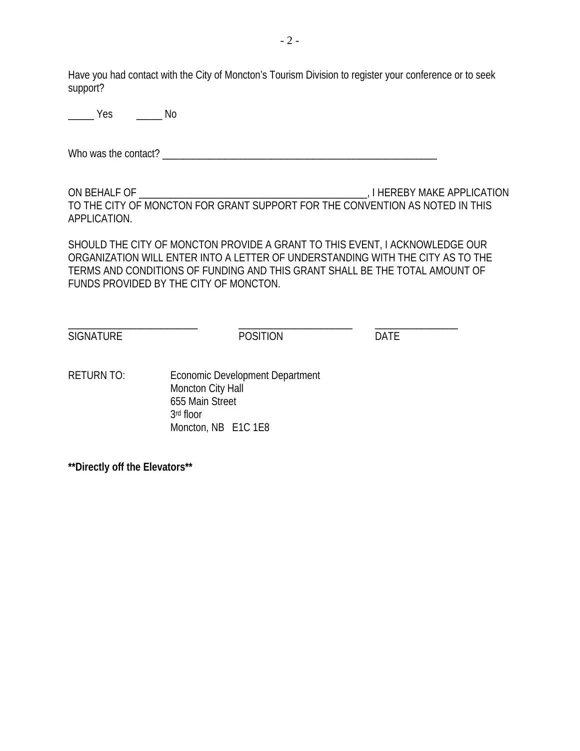Have you had contact with the City of Moncton's Tourism Division to register your conference or to seek support?

_____ Yes      _____ No

Who was the contact? _______________________________________________________

ON BEHALF OF _____________________________________________, I HEREBY MAKE APPLICATION TO THE CITY OF MONCTON FOR GRANT SUPPORT FOR THE CONVENTION AS NOTED IN THIS APPLICATION.

SHOULD THE CITY OF MONCTON PROVIDE A GRANT TO THIS EVENT, I ACKNOWLEDGE OUR ORGANIZATION WILL ENTER INTO A LETTER OF UNDERSTANDING WITH THE CITY AS TO THE TERMS AND CONDITIONS OF FUNDING AND THIS GRANT SHALL BE THE TOTAL AMOUNT OF FUNDS PROVIDED BY THE CITY OF MONCTON.

__________________________      _______________________      ________________
SIGNATURE                              POSITION                         DATE

RETURN TO:
Economic Development Department
Moncton City Hall
655 Main Street
3rd floor
Moncton, NB   E1C 1E8

**Directly off the Elevators**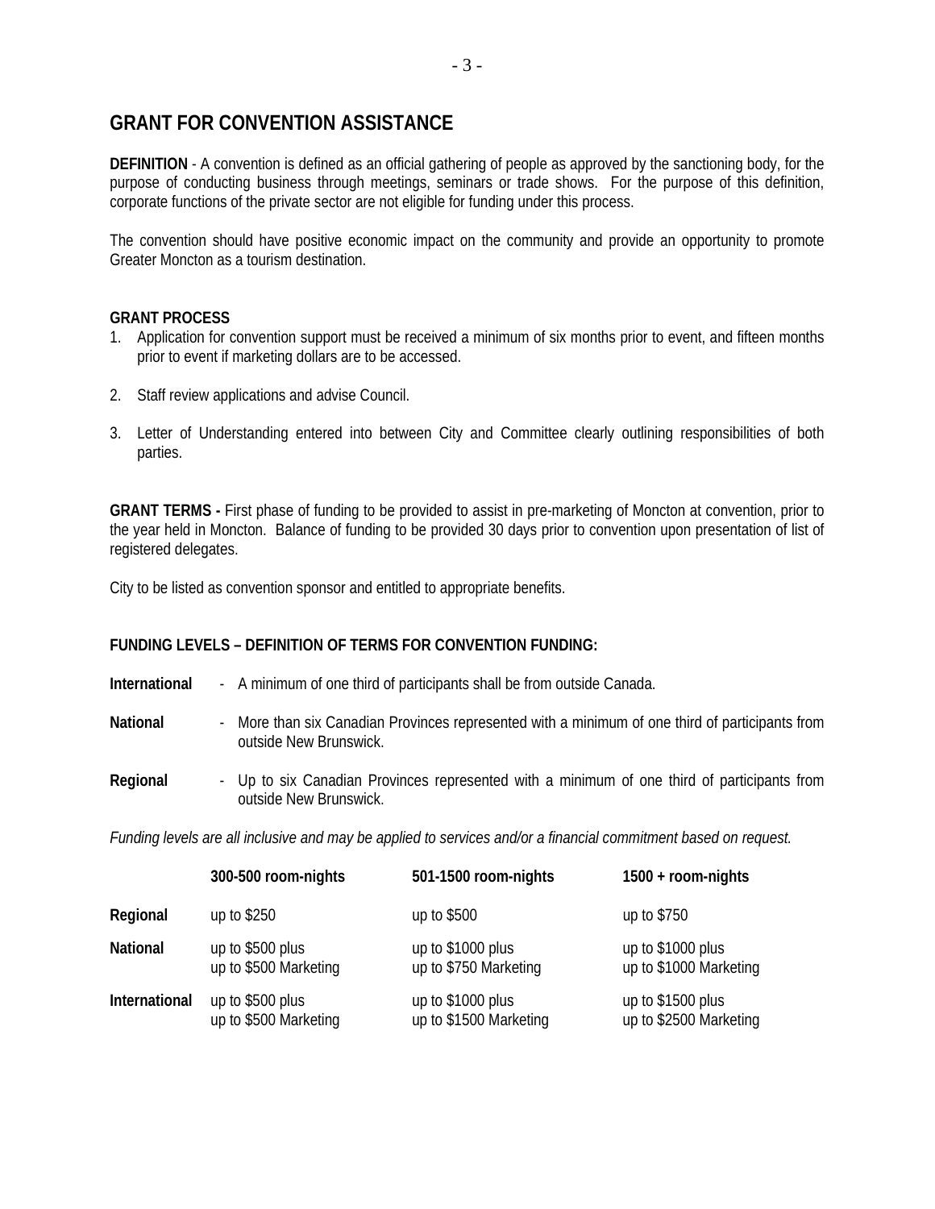## GRANT FOR CONVENTION ASSISTANCE

**DEFINITION** - A convention is defined as an official gathering of people as approved by the sanctioning body, for the purpose of conducting business through meetings, seminars or trade shows. For the purpose of this definition, corporate functions of the private sector are not eligible for funding under this process.

The convention should have positive economic impact on the community and provide an opportunity to promote Greater Moncton as a tourism destination.

**GRANT PROCESS**

1. Application for convention support must be received a minimum of six months prior to event, and fifteen months prior to event if marketing dollars are to be accessed.
2. Staff review applications and advise Council.
3. Letter of Understanding entered into between City and Committee clearly outlining responsibilities of both parties.

**GRANT TERMS -** First phase of funding to be provided to assist in pre-marketing of Moncton at convention, prior to the year held in Moncton. Balance of funding to be provided 30 days prior to convention upon presentation of list of registered delegates.

City to be listed as convention sponsor and entitled to appropriate benefits.

**FUNDING LEVELS – DEFINITION OF TERMS FOR CONVENTION FUNDING:**

**International** - A minimum of one third of participants shall be from outside Canada.

**National** - More than six Canadian Provinces represented with a minimum of one third of participants from outside New Brunswick.

**Regional** - Up to six Canadian Provinces represented with a minimum of one third of participants from outside New Brunswick.

*Funding levels are all inclusive and may be applied to services and/or a financial commitment based on request.*

| | 300-500 room-nights | 501-1500 room-nights | 1500 + room-nights |
|---|---|---|---|
| **Regional** | up to $250 | up to $500 | up to $750 |
| **National** | up to $500 plus up to $500 Marketing | up to $1000 plus up to $750 Marketing | up to $1000 plus up to $1000 Marketing |
| **International** | up to $500 plus up to $500 Marketing | up to $1000 plus up to $1500 Marketing | up to $1500 plus up to $2500 Marketing |